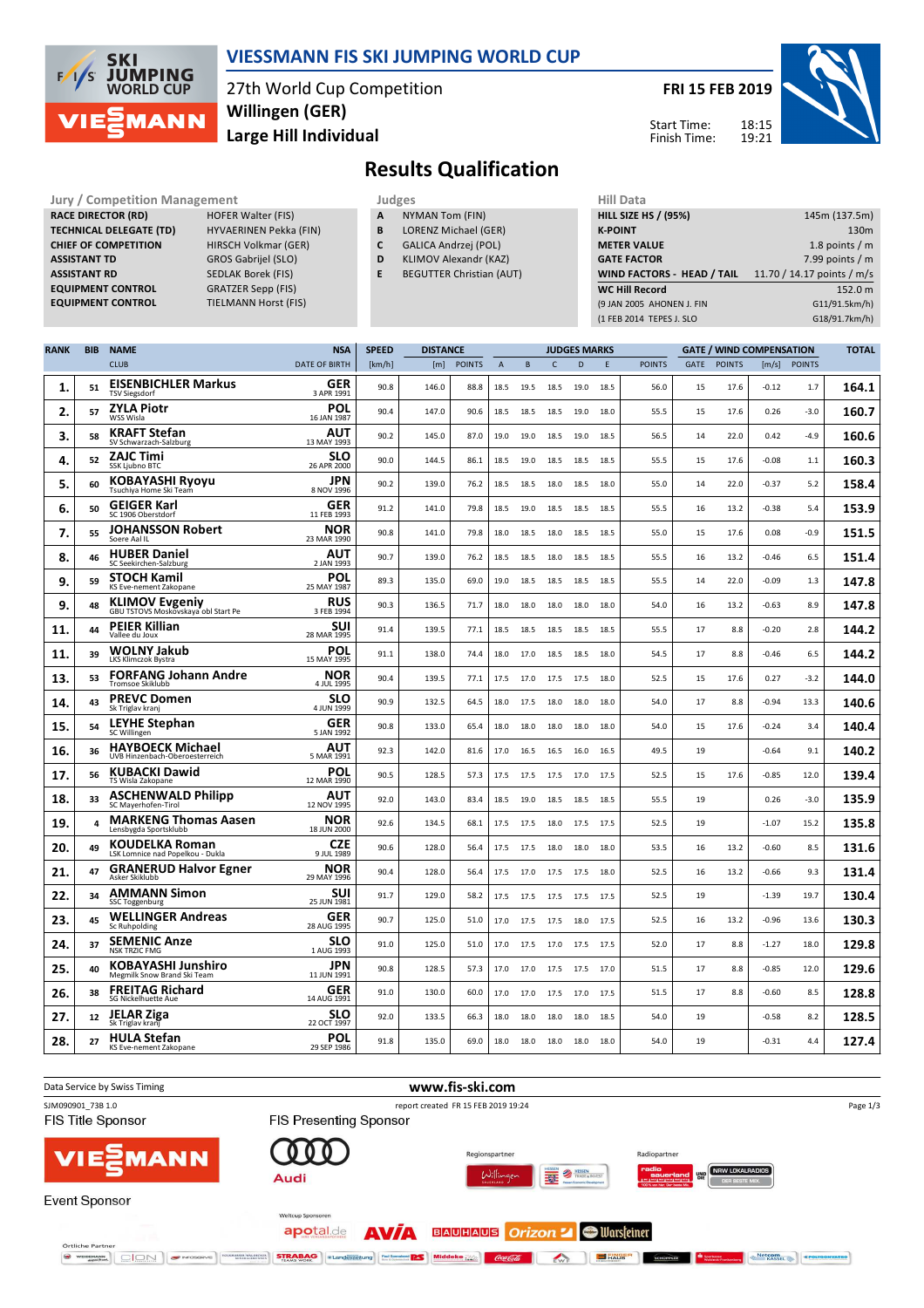# VIESSMANN FIS SKI JUMPING WORLD CUP

27th World Cup Competition
**Willingen (GER)**
**Large Hill Individual**

**FRI 15 FEB 2019**

Start Time: 18:15
Finish Time: 19:21

## Results Qualification

| Jury / Competition Management | |
|---|---|
| RACE DIRECTOR (RD) | HOFER Walter (FIS) |
| TECHNICAL DELEGATE (TD) | HYVAERINEN Pekka (FIN) |
| CHIEF OF COMPETITION | HIRSCH Volkmar (GER) |
| ASSISTANT TD | GROS Gabrijel (SLO) |
| ASSISTANT RD | SEDLAK Borek (FIS) |
| EQUIPMENT CONTROL | GRATZER Sepp (FIS) |
| EQUIPMENT CONTROL | TIELMANN Horst (FIS) |

| Judges | |
|---|---|
| A | NYMAN Tom (FIN) |
| B | LORENZ Michael (GER) |
| C | GALICA Andrzej (POL) |
| D | KLIMOV Alexandr (KAZ) |
| E | BEGUTTER Christian (AUT) |

| Hill Data | |
|---|---|
| HILL SIZE HS / (95%) | 145m (137.5m) |
| K-POINT | 130m |
| METER VALUE | 1.8 points / m |
| GATE FACTOR | 7.99 points / m |
| WIND FACTORS - HEAD / TAIL | 11.70 / 14.17 points / m/s |
| WC Hill Record | 152.0 m |
| (9 JAN 2005 AHONEN J. FIN | G11/91.5km/h) |
| (1 FEB 2014 TEPES J. SLO | G18/91.7km/h) |

| RANK | BIB | NAME / CLUB | NSA / DATE OF BIRTH | SPEED [km/h] | DISTANCE [m] | DISTANCE POINTS | A | B | C | D | E | JUDGES POINTS | GATE | GATE POINTS | WIND [m/s] | WIND POINTS | TOTAL |
|---|---|---|---|---|---|---|---|---|---|---|---|---|---|---|---|---|---|
| 1. | 51 | EISENBICHLER Markus / TSV Siegsdorf | GER / 3 APR 1991 | 90.8 | 146.0 | 88.8 | 18.5 | 19.5 | 18.5 | 19.0 | 18.5 | 56.0 | 15 | 17.6 | -0.12 | 1.7 | 164.1 |
| 2. | 57 | ZYLA Piotr / WSS Wisla | POL / 16 JAN 1987 | 90.4 | 147.0 | 90.6 | 18.5 | 18.5 | 18.5 | 19.0 | 18.0 | 55.5 | 15 | 17.6 | 0.26 | -3.0 | 160.7 |
| 3. | 58 | KRAFT Stefan / SV Schwarzach-Salzburg | AUT / 13 MAY 1993 | 90.2 | 145.0 | 87.0 | 19.0 | 19.0 | 18.5 | 19.0 | 18.5 | 56.5 | 14 | 22.0 | 0.42 | -4.9 | 160.6 |
| 4. | 52 | ZAJC Timi / SSK Ljubno BTC | SLO / 26 APR 2000 | 90.0 | 144.5 | 86.1 | 18.5 | 19.0 | 18.5 | 18.5 | 18.5 | 55.5 | 15 | 17.6 | -0.08 | 1.1 | 160.3 |
| 5. | 60 | KOBAYASHI Ryoyu / Tsuchiya Home Ski Team | JPN / 8 NOV 1996 | 90.2 | 139.0 | 76.2 | 18.5 | 18.5 | 18.0 | 18.5 | 18.0 | 55.0 | 14 | 22.0 | -0.37 | 5.2 | 158.4 |
| 6. | 50 | GEIGER Karl / SC 1906 Oberstdorf | GER / 11 FEB 1993 | 91.2 | 141.0 | 79.8 | 18.5 | 19.0 | 18.5 | 18.5 | 18.5 | 55.5 | 16 | 13.2 | -0.38 | 5.4 | 153.9 |
| 7. | 55 | JOHANSSON Robert / Soere Aal IL | NOR / 23 MAR 1990 | 90.8 | 141.0 | 79.8 | 18.0 | 18.5 | 18.0 | 18.5 | 18.5 | 55.0 | 15 | 17.6 | 0.08 | -0.9 | 151.5 |
| 8. | 46 | HUBER Daniel / SC Seekirchen-Salzburg | AUT / 2 JAN 1993 | 90.7 | 139.0 | 76.2 | 18.5 | 18.5 | 18.0 | 18.5 | 18.5 | 55.5 | 16 | 13.2 | -0.46 | 6.5 | 151.4 |
| 9. | 59 | STOCH Kamil / KS Eve-nement Zakopane | POL / 25 MAY 1987 | 89.3 | 135.0 | 69.0 | 19.0 | 18.5 | 18.5 | 18.5 | 18.5 | 55.5 | 14 | 22.0 | -0.09 | 1.3 | 147.8 |
| 9. | 48 | KLIMOV Evgeniy / GBU TSTOVS Moskovskaya obl Start Pe | RUS / 3 FEB 1994 | 90.3 | 136.5 | 71.7 | 18.0 | 18.0 | 18.0 | 18.0 | 18.0 | 54.0 | 16 | 13.2 | -0.63 | 8.9 | 147.8 |
| 11. | 44 | PEIER Killian / Vallee du Joux | SUI / 28 MAR 1995 | 91.4 | 139.5 | 77.1 | 18.5 | 18.5 | 18.5 | 18.5 | 18.5 | 55.5 | 17 | 8.8 | -0.20 | 2.8 | 144.2 |
| 11. | 39 | WOLNY Jakub / LKS Klimczok Bystra | POL / 15 MAY 1995 | 91.1 | 138.0 | 74.4 | 18.0 | 17.0 | 18.5 | 18.0 | 18.0 | 54.5 | 17 | 8.8 | -0.46 | 6.5 | 144.2 |
| 13. | 53 | FORFANG Johann Andre / Tromsoe Skiklubb | NOR / 4 JUL 1995 | 90.4 | 139.5 | 77.1 | 17.5 | 17.0 | 17.5 | 17.5 | 18.0 | 52.5 | 15 | 17.6 | 0.27 | -3.2 | 144.0 |
| 14. | 43 | PREVC Domen / Sk Triglav kranj | SLO / 4 JUN 1999 | 90.9 | 132.5 | 64.5 | 18.0 | 17.5 | 18.0 | 18.0 | 18.0 | 54.0 | 17 | 8.8 | -0.94 | 13.3 | 140.6 |
| 15. | 54 | LEYHE Stephan / SC Willingen | GER / 5 JAN 1992 | 90.8 | 133.0 | 65.4 | 18.0 | 18.0 | 18.0 | 18.0 | 18.0 | 54.0 | 15 | 17.6 | -0.24 | 3.4 | 140.4 |
| 16. | 36 | HAYBOECK Michael / UVB Hinzenbach-Oberoesterreich | AUT / 5 MAR 1991 | 92.3 | 142.0 | 81.6 | 17.0 | 16.5 | 16.5 | 16.0 | 16.5 | 49.5 | 19 | | -0.64 | 9.1 | 140.2 |
| 17. | 56 | KUBACKI Dawid / TS Wisla Zakopane | POL / 12 MAR 1990 | 90.5 | 128.5 | 57.3 | 17.5 | 17.5 | 17.5 | 17.0 | 17.5 | 52.5 | 15 | 17.6 | -0.85 | 12.0 | 139.4 |
| 18. | 33 | ASCHENWALD Philipp / SC Mayerhofen-Tirol | AUT / 12 NOV 1995 | 92.0 | 143.0 | 83.4 | 18.5 | 19.0 | 18.5 | 18.5 | 18.5 | 55.5 | 19 | | 0.26 | -3.0 | 135.9 |
| 19. | 4 | MARKENG Thomas Aasen / Lensbygda Sportsklubb | NOR / 18 JUN 2000 | 92.6 | 134.5 | 68.1 | 17.5 | 17.5 | 18.0 | 17.5 | 17.5 | 52.5 | 19 | | -1.07 | 15.2 | 135.8 |
| 20. | 49 | KOUDELKA Roman / LSK Lomnice nad Popelkou - Dukla | CZE / 9 JUL 1989 | 90.6 | 128.0 | 56.4 | 17.5 | 17.5 | 18.0 | 18.0 | 18.0 | 53.5 | 16 | 13.2 | -0.60 | 8.5 | 131.6 |
| 21. | 47 | GRANERUD Halvor Egner / Asker Skiklubb | NOR / 29 MAY 1996 | 90.4 | 128.0 | 56.4 | 17.5 | 17.0 | 17.5 | 17.5 | 18.0 | 52.5 | 16 | 13.2 | -0.66 | 9.3 | 131.4 |
| 22. | 34 | AMMANN Simon / SSC Toggenburg | SUI / 25 JUN 1981 | 91.7 | 129.0 | 58.2 | 17.5 | 17.5 | 17.5 | 17.5 | 17.5 | 52.5 | 19 | | -1.39 | 19.7 | 130.4 |
| 23. | 45 | WELLINGER Andreas / Sc Ruhpolding | GER / 28 AUG 1995 | 90.7 | 125.0 | 51.0 | 17.0 | 17.5 | 17.5 | 18.0 | 17.5 | 52.5 | 16 | 13.2 | -0.96 | 13.6 | 130.3 |
| 24. | 37 | SEMENIC Anze / NSK TRZIC FMG | SLO / 1 AUG 1993 | 91.0 | 125.0 | 51.0 | 17.0 | 17.5 | 17.0 | 17.5 | 17.5 | 52.0 | 17 | 8.8 | -1.27 | 18.0 | 129.8 |
| 25. | 40 | KOBAYASHI Junshiro / Megmilk Snow Brand Ski Team | JPN / 11 JUN 1991 | 90.8 | 128.5 | 57.3 | 17.0 | 17.0 | 17.5 | 17.5 | 17.0 | 51.5 | 17 | 8.8 | -0.85 | 12.0 | 129.6 |
| 26. | 38 | FREITAG Richard / SG Nickelhuette Aue | GER / 14 AUG 1991 | 91.0 | 130.0 | 60.0 | 17.0 | 17.0 | 17.5 | 17.0 | 17.5 | 51.5 | 17 | 8.8 | -0.60 | 8.5 | 128.8 |
| 27. | 12 | JELAR Ziga / Sk Triglav kranj | SLO / 22 OCT 1997 | 92.0 | 133.5 | 66.3 | 18.0 | 18.0 | 18.0 | 18.0 | 18.5 | 54.0 | 19 | | -0.58 | 8.2 | 128.5 |
| 28. | 27 | HULA Stefan / KS Eve-nement Zakopane | POL / 29 SEP 1986 | 91.8 | 135.0 | 69.0 | 18.0 | 18.0 | 18.0 | 18.0 | 18.0 | 54.0 | 19 | | -0.31 | 4.4 | 127.4 |

Data Service by Swiss Timing — www.fis-ski.com

SJM090901_73B 1.0 — report created FR 15 FEB 2019 19:24

FIS Title Sponsor — FIS Presenting Sponsor — Event Sponsor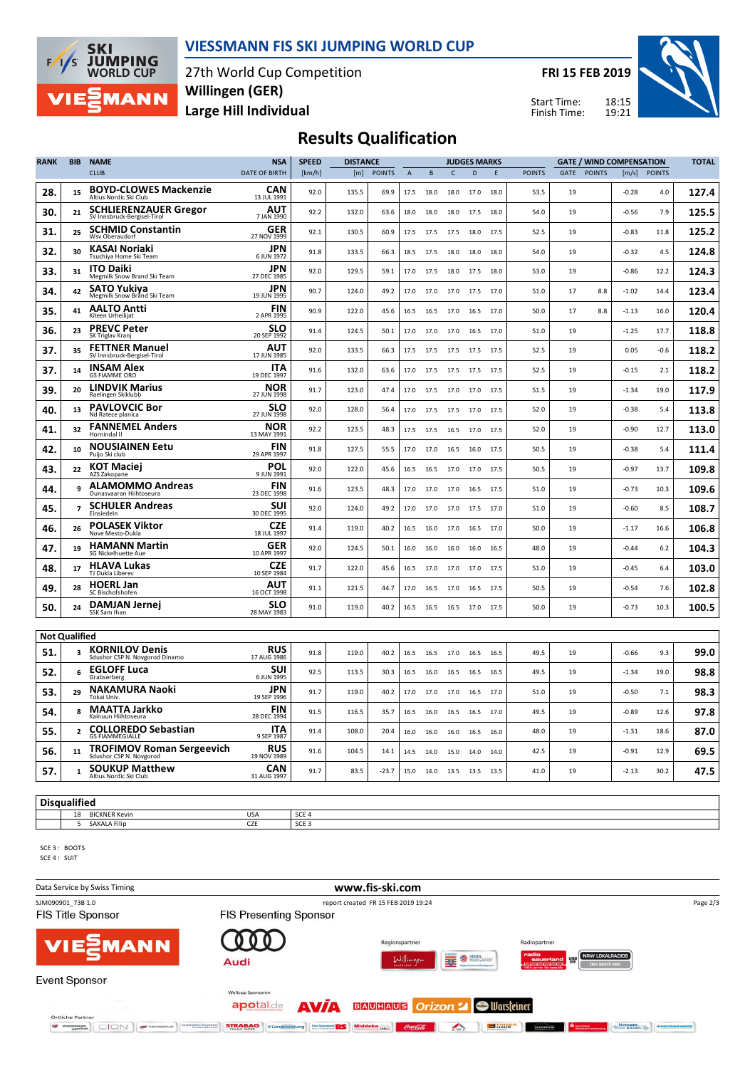# VIESSMANN FIS SKI JUMPING WORLD CUP

27th World Cup Competition
**Willingen (GER)**
**Large Hill Individual**

**FRI 15 FEB 2019**

Start Time: 18:15
Finish Time: 19:21

## Results Qualification

| RANK | BIB | NAME / CLUB | NSA / DATE OF BIRTH | SPEED [km/h] | DISTANCE [m] | DISTANCE POINTS | A | B | C | D | E | JUDGES POINTS | GATE | GATE POINTS | WIND [m/s] | WIND POINTS | TOTAL |
|---|---|---|---|---|---|---|---|---|---|---|---|---|---|---|---|---|---|
| 28. | 15 | BOYD-CLOWES Mackenzie / Altius Nordic Ski Club | CAN / 13 JUL 1991 | 92.0 | 135.5 | 69.9 | 17.5 | 18.0 | 18.0 | 17.0 | 18.0 | 53.5 | 19 | | -0.28 | 4.0 | 127.4 |
| 30. | 21 | SCHLIERENZAUER Gregor / SV Innsbruck-Bergisel-Tirol | AUT / 7 JAN 1990 | 92.2 | 132.0 | 63.6 | 18.0 | 18.0 | 18.0 | 17.5 | 18.0 | 54.0 | 19 | | -0.56 | 7.9 | 125.5 |
| 31. | 25 | SCHMID Constantin / Wsv Oberaudorf | GER / 27 NOV 1999 | 92.1 | 130.5 | 60.9 | 17.5 | 17.5 | 17.5 | 18.0 | 17.5 | 52.5 | 19 | | -0.83 | 11.8 | 125.2 |
| 32. | 30 | KASAI Noriaki / Tsuchiya Home Ski Team | JPN / 6 JUN 1972 | 91.8 | 133.5 | 66.3 | 18.5 | 17.5 | 18.0 | 18.0 | 18.0 | 54.0 | 19 | | -0.32 | 4.5 | 124.8 |
| 33. | 31 | ITO Daiki / Megmilk Snow Brand Ski Team | JPN / 27 DEC 1985 | 92.0 | 129.5 | 59.1 | 17.0 | 17.5 | 18.0 | 17.5 | 18.0 | 53.0 | 19 | | -0.86 | 12.2 | 124.3 |
| 34. | 42 | SATO Yukiya / Megmilk Snow Brand Ski Team | JPN / 19 JUN 1995 | 90.7 | 124.0 | 49.2 | 17.0 | 17.0 | 17.0 | 17.5 | 17.0 | 51.0 | 17 | 8.8 | -1.02 | 14.4 | 123.4 |
| 35. | 41 | AALTO Antti / Kiteen Urheilijat | FIN / 2 APR 1995 | 90.9 | 122.0 | 45.6 | 16.5 | 16.5 | 17.0 | 16.5 | 17.0 | 50.0 | 17 | 8.8 | -1.13 | 16.0 | 120.4 |
| 36. | 23 | PREVC Peter / SK Triglav Kranj | SLO / 20 SEP 1992 | 91.4 | 124.5 | 50.1 | 17.0 | 17.0 | 17.0 | 16.5 | 17.0 | 51.0 | 19 | | -1.25 | 17.7 | 118.8 |
| 37. | 35 | FETTNER Manuel / SV Innsbruck-Bergisel-Tirol | AUT / 17 JUN 1985 | 92.0 | 133.5 | 66.3 | 17.5 | 17.5 | 17.5 | 17.5 | 17.5 | 52.5 | 19 | | 0.05 | -0.6 | 118.2 |
| 37. | 14 | INSAM Alex / GS FIAMME ORO | ITA / 19 DEC 1997 | 91.6 | 132.0 | 63.6 | 17.0 | 17.5 | 17.5 | 17.5 | 17.5 | 52.5 | 19 | | -0.15 | 2.1 | 118.2 |
| 39. | 20 | LINDVIK Marius / Raelingen Skiklubb | NOR / 27 JUN 1998 | 91.7 | 123.0 | 47.4 | 17.0 | 17.5 | 17.0 | 17.0 | 17.5 | 51.5 | 19 | | -1.34 | 19.0 | 117.9 |
| 40. | 13 | PAVLOVCIC Bor / Nd Ratece planica | SLO / 27 JUN 1998 | 92.0 | 128.0 | 56.4 | 17.0 | 17.5 | 17.5 | 17.0 | 17.5 | 52.0 | 19 | | -0.38 | 5.4 | 113.8 |
| 41. | 32 | FANNEMEL Anders / Hornindal Il | NOR / 13 MAY 1991 | 92.2 | 123.5 | 48.3 | 17.5 | 17.5 | 16.5 | 17.0 | 17.5 | 52.0 | 19 | | -0.90 | 12.7 | 113.0 |
| 42. | 10 | NOUSIAINEN Eetu / Puijo Ski club | FIN / 29 APR 1997 | 91.8 | 127.5 | 55.5 | 17.0 | 17.0 | 16.5 | 16.0 | 17.5 | 50.5 | 19 | | -0.38 | 5.4 | 111.4 |
| 43. | 22 | KOT Maciej / AZS Zakopane | POL / 9 JUN 1991 | 92.0 | 122.0 | 45.6 | 16.5 | 16.5 | 17.0 | 17.0 | 17.5 | 50.5 | 19 | | -0.97 | 13.7 | 109.8 |
| 44. | 9 | ALAMOMMO Andreas / Ounasvaaran Hiihtoseura | FIN / 23 DEC 1998 | 91.6 | 123.5 | 48.3 | 17.0 | 17.0 | 17.0 | 16.5 | 17.5 | 51.0 | 19 | | -0.73 | 10.3 | 109.6 |
| 45. | 7 | SCHULER Andreas / Einsiedeln | SUI / 30 DEC 1995 | 92.0 | 124.0 | 49.2 | 17.0 | 17.0 | 17.0 | 17.5 | 17.0 | 51.0 | 19 | | -0.60 | 8.5 | 108.7 |
| 46. | 26 | POLASEK Viktor / Nove Mesto-Dukla | CZE / 18 JUL 1997 | 91.4 | 119.0 | 40.2 | 16.5 | 16.0 | 17.0 | 16.5 | 17.0 | 50.0 | 19 | | -1.17 | 16.6 | 106.8 |
| 47. | 19 | HAMANN Martin / SG Nickelhuette Aue | GER / 10 APR 1997 | 92.0 | 124.5 | 50.1 | 16.0 | 16.0 | 16.0 | 16.0 | 16.5 | 48.0 | 19 | | -0.44 | 6.2 | 104.3 |
| 48. | 17 | HLAVA Lukas / TJ Dukla Liberec | CZE / 10 SEP 1984 | 91.7 | 122.0 | 45.6 | 16.5 | 17.0 | 17.0 | 17.0 | 17.5 | 51.0 | 19 | | -0.45 | 6.4 | 103.0 |
| 49. | 28 | HOERL Jan / SC Bischofshofen | AUT / 16 OCT 1998 | 91.1 | 121.5 | 44.7 | 17.0 | 16.5 | 17.0 | 16.5 | 17.5 | 50.5 | 19 | | -0.54 | 7.6 | 102.8 |
| 50. | 24 | DAMJAN Jernej / SSK Sam Ihan | SLO / 28 MAY 1983 | 91.0 | 119.0 | 40.2 | 16.5 | 16.5 | 16.5 | 17.0 | 17.5 | 50.0 | 19 | | -0.73 | 10.3 | 100.5 |

### Not Qualified

| RANK | BIB | NAME / CLUB | NSA / DATE OF BIRTH | SPEED [km/h] | DISTANCE [m] | DISTANCE POINTS | A | B | C | D | E | JUDGES POINTS | GATE | GATE POINTS | WIND [m/s] | WIND POINTS | TOTAL |
|---|---|---|---|---|---|---|---|---|---|---|---|---|---|---|---|---|---|
| 51. | 3 | KORNILOV Denis / Sdushor CSP N. Novgorod Dinamo | RUS / 17 AUG 1986 | 91.8 | 119.0 | 40.2 | 16.5 | 16.5 | 17.0 | 16.5 | 16.5 | 49.5 | 19 | | -0.66 | 9.3 | 99.0 |
| 52. | 6 | EGLOFF Luca / Grabserberg | SUI / 6 JUN 1995 | 92.5 | 113.5 | 30.3 | 16.5 | 16.0 | 16.5 | 16.5 | 16.5 | 49.5 | 19 | | -1.34 | 19.0 | 98.8 |
| 53. | 29 | NAKAMURA Naoki / Tokai Univ. | JPN / 19 SEP 1996 | 91.7 | 119.0 | 40.2 | 17.0 | 17.0 | 17.0 | 16.5 | 17.0 | 51.0 | 19 | | -0.50 | 7.1 | 98.3 |
| 54. | 8 | MAATTA Jarkko / Kainuun Hiihtoseura | FIN / 28 DEC 1994 | 91.5 | 116.5 | 35.7 | 16.5 | 16.0 | 16.5 | 16.5 | 17.0 | 49.5 | 19 | | -0.89 | 12.6 | 97.8 |
| 55. | 2 | COLLOREDO Sebastian / GS FIAMMEGIALLE | ITA / 9 SEP 1987 | 91.4 | 108.0 | 20.4 | 16.0 | 16.0 | 16.0 | 16.5 | 16.0 | 48.0 | 19 | | -1.31 | 18.6 | 87.0 |
| 56. | 11 | TROFIMOV Roman Sergeevich / Sdushor CSP N. Novgorod | RUS / 19 NOV 1989 | 91.6 | 104.5 | 14.1 | 14.5 | 14.0 | 15.0 | 14.0 | 14.0 | 42.5 | 19 | | -0.91 | 12.9 | 69.5 |
| 57. | 1 | SOUKUP Matthew / Altius Nordic Ski Club | CAN / 31 AUG 1997 | 91.7 | 83.5 | -23.7 | 15.0 | 14.0 | 13.5 | 13.5 | 13.5 | 41.0 | 19 | | -2.13 | 30.2 | 47.5 |

### Disqualified

| BIB | NAME | NSA | REASON |
|---|---|---|---|
| 18 | BICKNER Kevin | USA | SCE 4 |
| 5 | SAKALA Filip | CZE | SCE 3 |

SCE 3 : BOOTS
SCE 4 : SUIT

Data Service by Swiss Timing — www.fis-ski.com

SJM090901_73B 1.0 — report created FR 15 FEB 2019 19:24

FIS Title Sponsor: VIESSMANN — FIS Presenting Sponsor: Audi — Event Sponsor — Regionspartner — Radiopartner — Weltcup Sponsoren — Örtliche Partner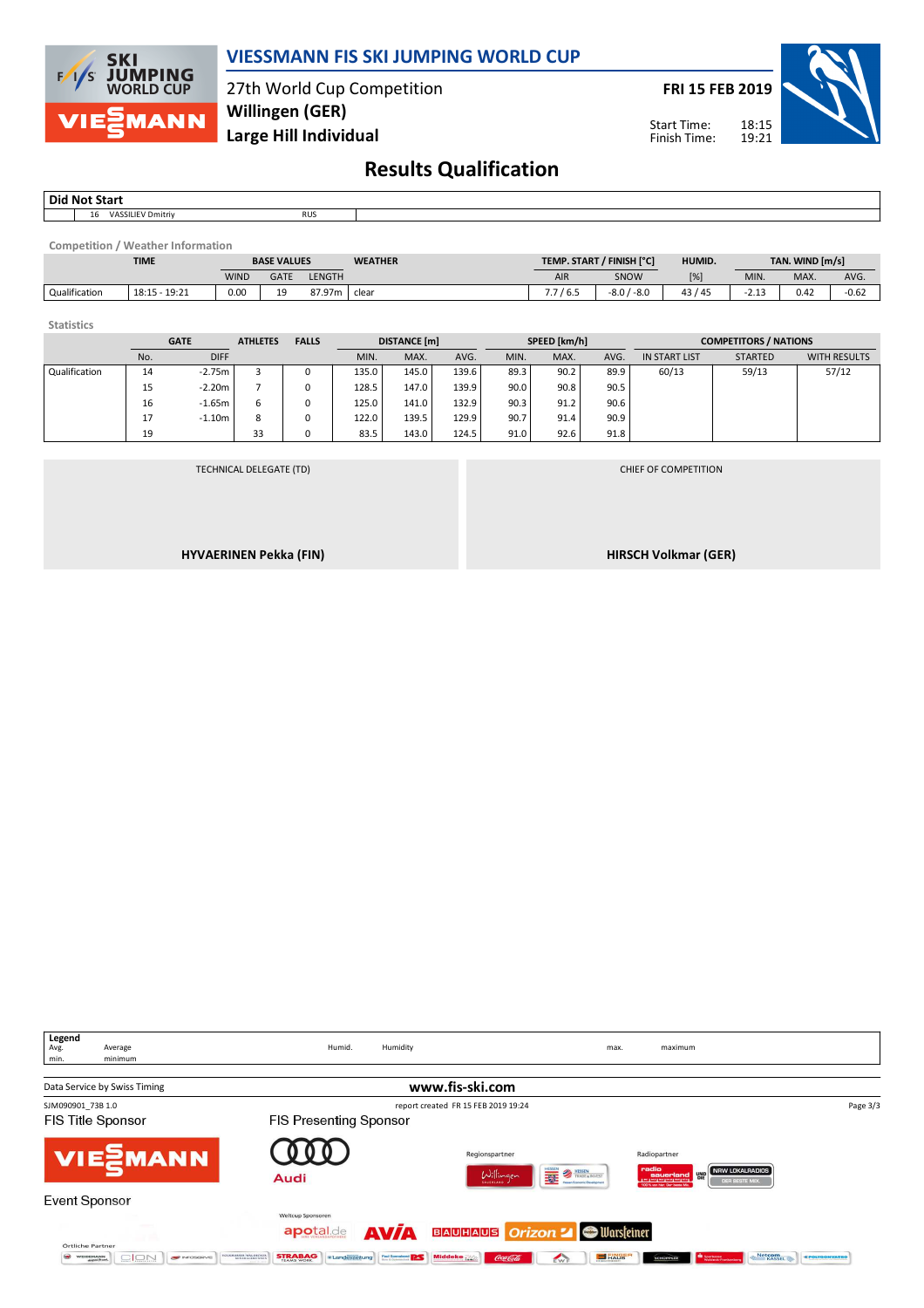# VIESSMANN FIS SKI JUMPING WORLD CUP

27th World Cup Competition

Willingen (GER)

Large Hill Individual

FRI 15 FEB 2019

Start Time: 18:15
Finish Time: 19:21

## Results Qualification

**Did Not Start**

| | | | |
|---|---|---|---|
| | 16 | VASSILIEV Dmitriy | RUS |

Competition / Weather Information

| | TIME | BASE VALUES | | | WEATHER | TEMP. START / FINISH [°C] | | HUMID. | TAN. WIND [m/s] | | |
|---|---|---|---|---|---|---|---|---|---|---|---|
| | | WIND | GATE | LENGTH | | AIR | SNOW | [%] | MIN. | MAX. | AVG. |
| Qualification | 18:15 - 19:21 | 0.00 | 19 | 87.97m | clear | 7.7 / 6.5 | -8.0 / -8.0 | 43 / 45 | -2.13 | 0.42 | -0.62 |

Statistics

| | GATE | | ATHLETES | FALLS | DISTANCE [m] | | | SPEED [km/h] | | | COMPETITORS / NATIONS | | |
|---|---|---|---|---|---|---|---|---|---|---|---|---|---|
| | No. | DIFF | | | MIN. | MAX. | AVG. | MIN. | MAX. | AVG. | IN START LIST | STARTED | WITH RESULTS |
| Qualification | 14 | -2.75m | 3 | 0 | 135.0 | 145.0 | 139.6 | 89.3 | 90.2 | 89.9 | 60/13 | 59/13 | 57/12 |
| | 15 | -2.20m | 7 | 0 | 128.5 | 147.0 | 139.9 | 90.0 | 90.8 | 90.5 | | | |
| | 16 | -1.65m | 6 | 0 | 125.0 | 141.0 | 132.9 | 90.3 | 91.2 | 90.6 | | | |
| | 17 | -1.10m | 8 | 0 | 122.0 | 139.5 | 129.9 | 90.7 | 91.4 | 90.9 | | | |
| | 19 | | 33 | 0 | 83.5 | 143.0 | 124.5 | 91.0 | 92.6 | 91.8 | | | |

TECHNICAL DELEGATE (TD)

**HYVAERINEN Pekka (FIN)**

CHIEF OF COMPETITION

**HIRSCH Volkmar (GER)**

**Legend**

| | | | | | |
|---|---|---|---|---|---|
| Avg. | Average | Humid. | Humidity | max. | maximum |
| min. | minimum | | | | |

Data Service by Swiss Timing

www.fis-ski.com

SJM090901_73B 1.0 report created FR 15 FEB 2019 19:24